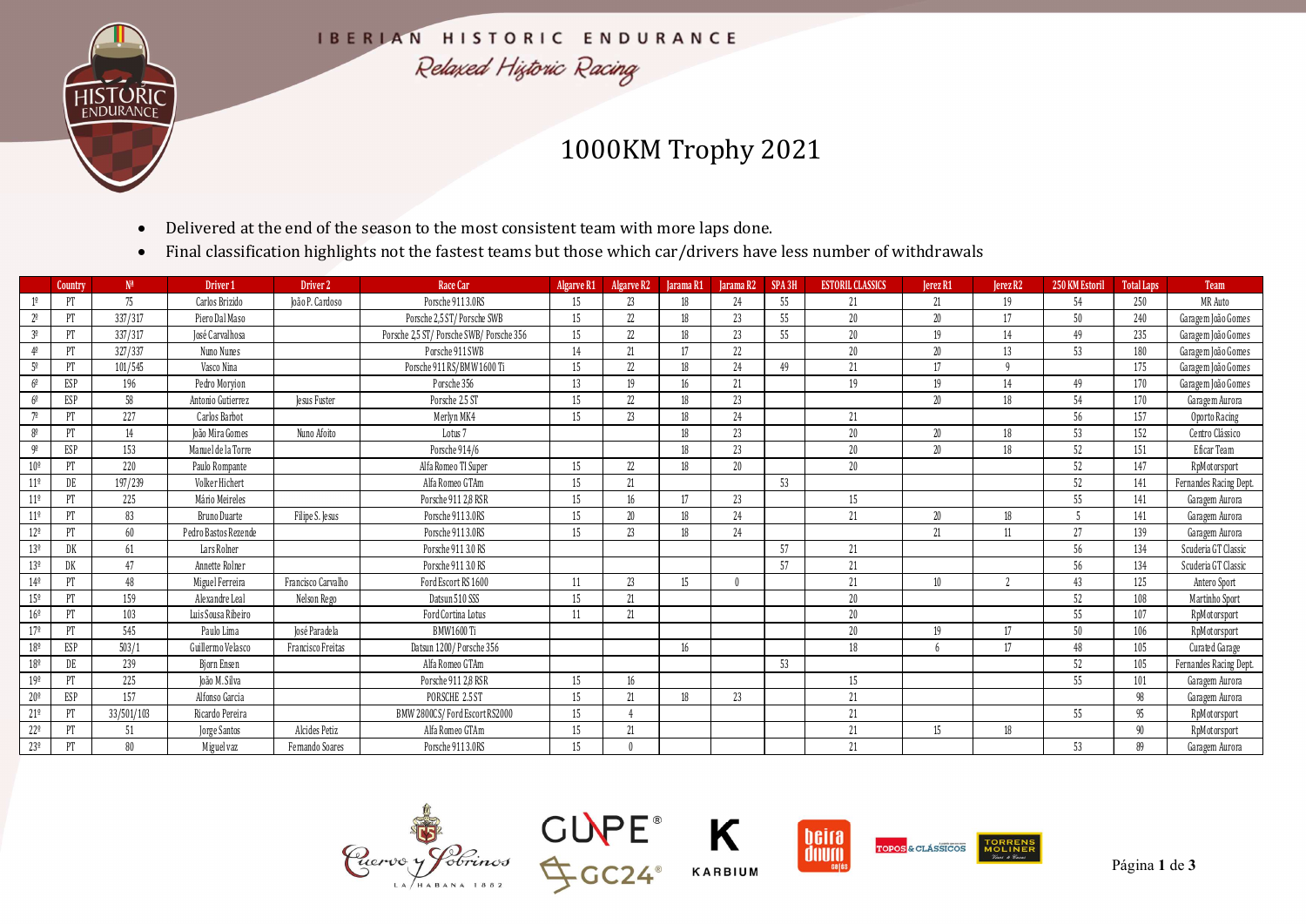# IBERIAN HISTORIC ENDURANCE

*Relaxed Historic Racing*

## 1000KM Trophy 2021

- Delivered at the end of the season to the most consistent team with more laps done.
- Final classification highlights not the fastest teams but those which car/drivers have less number of withdrawals

| | Country | Nº | Driver 1 | Driver 2 | Race Car | Algarve R1 | Algarve R2 | Jarama R1 | Jarama R2 | SPA 3H | ESTORIL CLASSICS | Jerez R1 | Jerez R2 | 250 KM Estoril | Total Laps | Team |
|---|---|---|---|---|---|---|---|---|---|---|---|---|---|---|---|---|
| 1º | PT | 75 | Carlos Brizido | João P. Cardoso | Porsche 911 3.0RS | 15 | 23 | 18 | 24 | 55 | 21 | 21 | 19 | 54 | 250 | MR Auto |
| 2º | PT | 337/317 | Piero Dal Maso | | Porsche 2,5 ST/ Porsche SWB | 15 | 22 | 18 | 23 | 55 | 20 | 20 | 17 | 50 | 240 | Garagem João Gomes |
| 3º | PT | 337/317 | José Carvalhosa | | Porsche 2,5 ST/ Porsche SWB/ Porsche 356 | 15 | 22 | 18 | 23 | 55 | 20 | 19 | 14 | 49 | 235 | Garagem João Gomes |
| 4º | PT | 327/337 | Nuno Nunes | | Porsche 911 SWB | 14 | 21 | 17 | 22 | | 20 | 20 | 13 | 53 | 180 | Garagem João Gomes |
| 5º | PT | 101/545 | Vasco Nina | | Porsche 911 RS/BMW 1600 Ti | 15 | 22 | 18 | 24 | 49 | 21 | 17 | 9 | | 175 | Garagem João Gomes |
| 6º | ESP | 196 | Pedro Moryion | | Porsche 356 | 13 | 19 | 16 | 21 | | 19 | 19 | 14 | 49 | 170 | Garagem João Gomes |
| 6º | ESP | 58 | Antonio Gutierrez | Jesus Fuster | Porsche 2.5 ST | 15 | 22 | 18 | 23 | | | 20 | 18 | 54 | 170 | Garagem Aurora |
| 7º | PT | 227 | Carlos Barbot | | Merlyn MK4 | 15 | 23 | 18 | 24 | | 21 | | | 56 | 157 | Oporto Racing |
| 8º | PT | 14 | João Mira Gomes | Nuno Afoito | Lotus 7 | | | 18 | 23 | | 20 | 20 | 18 | 53 | 152 | Centro Clássico |
| 9º | ESP | 153 | Manuel de la Torre | | Porsche 914/6 | | | 18 | 23 | | 20 | 20 | 18 | 52 | 151 | Eficar Team |
| 10º | PT | 220 | Paulo Rompante | | Alfa Romeo TI Super | 15 | 22 | 18 | 20 | | 20 | | | 52 | 147 | RpMotorsport |
| 11º | DE | 197/239 | Volker Hichert | | Alfa Romeo GTAm | 15 | 21 | | | 53 | | | | 52 | 141 | Fernandes Racing Dept. |
| 11º | PT | 225 | Mário Meireles | | Porsche 911 2,8 RSR | 15 | 16 | 17 | 23 | | 15 | | | 55 | 141 | Garagem Aurora |
| 11º | PT | 83 | Bruno Duarte | Filipe S. Jesus | Porsche 911 3.0RS | 15 | 20 | 18 | 24 | | 21 | 20 | 18 | 5 | 141 | Garagem Aurora |
| 12º | PT | 60 | Pedro Bastos Rezende | | Porsche 911 3.0RS | 15 | 23 | 18 | 24 | | | 21 | 11 | 27 | 139 | Garagem Aurora |
| 13º | DK | 61 | Lars Rolner | | Porsche 911 3.0 RS | | | | | 57 | 21 | | | 56 | 134 | Scuderia GT Classic |
| 13º | DK | 47 | Annette Rolner | | Porsche 911 3.0 RS | | | | | 57 | 21 | | | 56 | 134 | Scuderia GT Classic |
| 14º | PT | 48 | Miguel Ferreira | Francisco Carvalho | Ford Escort RS 1600 | 11 | 23 | 15 | 0 | | 21 | 10 | 2 | 43 | 125 | Antero Sport |
| 15º | PT | 159 | Alexandre Leal | Nelson Rego | Datsun 510 SSS | 15 | 21 | | | | 20 | | | 52 | 108 | Martinho Sport |
| 16º | PT | 103 | Luis Sousa Ribeiro | | Ford Cortina Lotus | 11 | 21 | | | | 20 | | | 55 | 107 | RpMotorsport |
| 17º | PT | 545 | Paulo Lima | José Paradela | BMW1600 Ti | | | | | | 20 | 19 | 17 | 50 | 106 | RpMotorsport |
| 18º | ESP | 503/1 | Guillermo Velasco | Francisco Freitas | Datsun 1200/ Porsche 356 | | | 16 | | | 18 | 6 | 17 | 48 | 105 | Curated Garage |
| 18º | DE | 239 | Bjorn Ensen | | Alfa Romeo GTAm | | | | | 53 | | | | 52 | 105 | Fernandes Racing Dept. |
| 19º | PT | 225 | João M. Silva | | Porsche 911 2,8 RSR | 15 | 16 | | | | 15 | | | 55 | 101 | Garagem Aurora |
| 20º | ESP | 157 | Alfonso Garcia | | PORSCHE 2.5 ST | 15 | 21 | 18 | 23 | | 21 | | | | 98 | Garagem Aurora |
| 21º | PT | 33/501/103 | Ricardo Pereira | | BMW 2800CS/ Ford Escort RS2000 | 15 | 4 | | | | 21 | | | 55 | 95 | RpMotorsport |
| 22º | PT | 51 | Jorge Santos | Alcides Petiz | Alfa Romeo GTAm | 15 | 21 | | | | 21 | 15 | 18 | | 90 | RpMotorsport |
| 23º | PT | 80 | Miguel vaz | Fernando Soares | Porsche 911 3.0RS | 15 | 0 | | | | 21 | | | 53 | 89 | Garagem Aurora |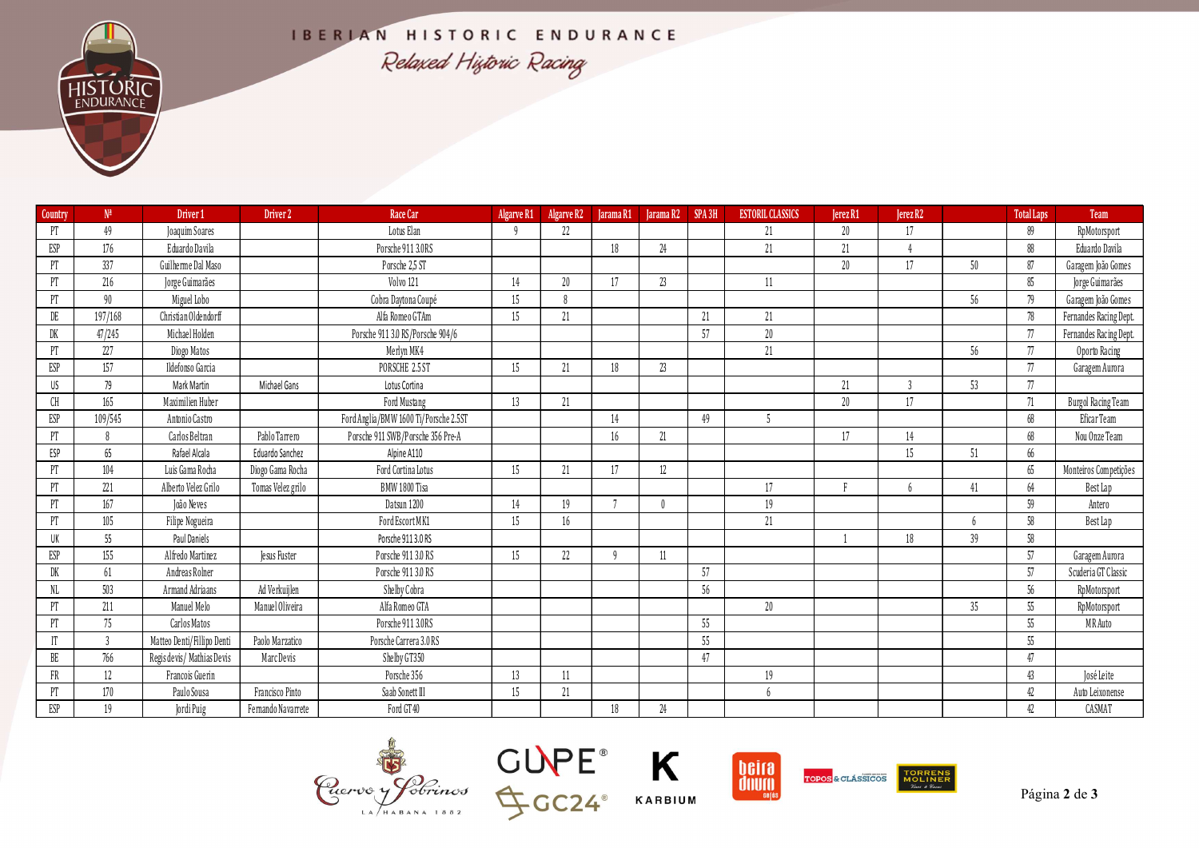| Country | Nº | Driver 1 | Driver 2 | Race Car | Algarve R1 | Algarve R2 | Jarama R1 | Jarama R2 | SPA 3H | ESTORIL CLASSICS | Jerez R1 | Jerez R2 | | Total Laps | Team |
|---|---|---|---|---|---|---|---|---|---|---|---|---|---|---|---|
| PT | 49 | Joaquim Soares | | Lotus Elan | 9 | 22 | | | | 21 | 20 | 17 | | 89 | RpMotorsport |
| ESP | 176 | Eduardo Davila | | Porsche 911 3.0RS | | | 18 | 24 | | 21 | 21 | 4 | | 88 | Eduardo Davila |
| PT | 337 | Guilherme Dal Maso | | Porsche 2,5 ST | | | | | | | 20 | 17 | 50 | 87 | Garagem João Gomes |
| PT | 216 | Jorge Guimarães | | Volvo 121 | 14 | 20 | 17 | 23 | | 11 | | | | 85 | Jorge Guimarães |
| PT | 90 | Miguel Lobo | | Cobra Daytona Coupé | 15 | 8 | | | | | | | 56 | 79 | Garagem João Gomes |
| DE | 197/168 | Christian Oldendorff | | Alfa Romeo GTAm | 15 | 21 | | | 21 | 21 | | | | 78 | Fernandes Racing Dept. |
| DK | 47/245 | Michael Holden | | Porsche 911 3.0 RS/Porsche 904/6 | | | | | 57 | 20 | | | | 77 | Fernandes Racing Dept. |
| PT | 227 | Diogo Matos | | Merlyn MK4 | | | | | | 21 | | | 56 | 77 | Oporto Racing |
| ESP | 157 | Ildefonso Garcia | | PORSCHE 2.5 ST | 15 | 21 | 18 | 23 | | | | | | 77 | Garagem Aurora |
| US | 79 | Mark Martin | Michael Gans | Lotus Cortina | | | | | | | 21 | 3 | 53 | 77 | |
| CH | 165 | Maximilien Huber | | Ford Mustang | 13 | 21 | | | | | 20 | 17 | | 71 | Burgol Racing Team |
| ESP | 109/545 | Antonio Castro | | Ford Anglia/BMW 1600 Ti/Porsche 2.5ST | | | 14 | | 49 | 5 | | | | 68 | Eficar Team |
| PT | 8 | Carlos Beltran | Pablo Tarrero | Porsche 911 SWB/Porsche 356 Pre-A | | | 16 | 21 | | | 17 | 14 | | 68 | Nou Onze Team |
| ESP | 65 | Rafael Alcala | Eduardo Sanchez | Alpine A110 | | | | | | | | 15 | 51 | 66 | |
| PT | 104 | Luis Gama Rocha | Diogo Gama Rocha | Ford Cortina Lotus | 15 | 21 | 17 | 12 | | | | | | 65 | Monteiros Competições |
| PT | 221 | Alberto Velez Grilo | Tomas Velez grilo | BMW 1800 Tisa | | | | | | 17 | F | 6 | 41 | 64 | Best Lap |
| PT | 167 | João Neves | | Datsun 1200 | 14 | 19 | 7 | 0 | | 19 | | | | 59 | Antero |
| PT | 105 | Filipe Nogueira | | Ford Escort MK1 | 15 | 16 | | | | 21 | | | 6 | 58 | Best Lap |
| UK | 55 | Paul Daniels | | Porsche 911 3.0 RS | | | | | | | 1 | 18 | 39 | 58 | |
| ESP | 155 | Alfredo Martinez | Jesus Fuster | Porsche 911 3.0 RS | 15 | 22 | 9 | 11 | | | | | | 57 | Garagem Aurora |
| DK | 61 | Andreas Rolner | | Porsche 911 3.0 RS | | | | | 57 | | | | | 57 | Scuderia GT Classic |
| NL | 503 | Armand Adriaans | Ad Verkuijlen | Shelby Cobra | | | | | 56 | | | | | 56 | RpMotorsport |
| PT | 211 | Manuel Melo | Manuel Oliveira | Alfa Romeo GTA | | | | | | 20 | | | 35 | 55 | RpMotorsport |
| PT | 75 | Carlos Matos | | Porsche 911 3.0RS | | | | | 55 | | | | | 55 | MR Auto |
| IT | 3 | Matteo Denti/Fillipo Denti | Paolo Marzatico | Porsche Carrera 3.0 RS | | | | | 55 | | | | | 55 | |
| BE | 766 | Regis devis/ Mathias Devis | Marc Devis | Shelby GT350 | | | | | 47 | | | | | 47 | |
| FR | 12 | Francois Guerin | | Porsche 356 | 13 | 11 | | | | 19 | | | | 43 | José Leite |
| PT | 170 | Paulo Sousa | Francisco Pinto | Saab Sonett III | 15 | 21 | | | | 6 | | | | 42 | Auto Leixonense |
| ESP | 19 | Jordi Puig | Fernando Navarrete | Ford GT40 | | | 18 | 24 | | | | | | 42 | CASMAT |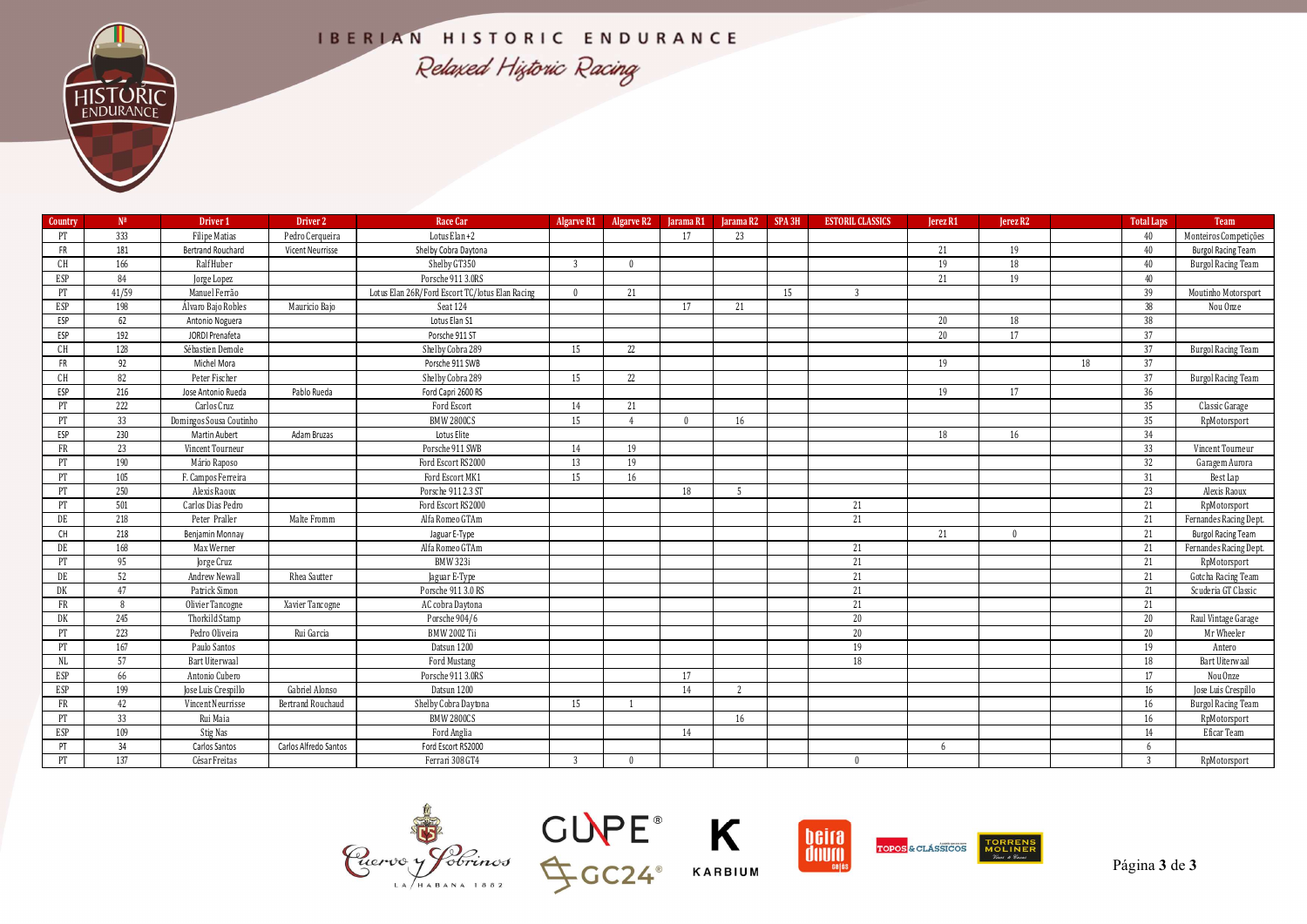# IBERIAN HISTORIC ENDURANCE

*Relaxed Historic Racing*

| Country | Nª | Driver 1 | Driver 2 | Race Car | Algarve R1 | Algarve R2 | Jarama R1 | Jarama R2 | SPA 3H | ESTORIL CLASSICS | Jerez R1 | Jerez R2 | | Total Laps | Team |
|---|---|---|---|---|---|---|---|---|---|---|---|---|---|---|---|
| PT | 333 | Filipe Matias | Pedro Cerqueira | Lotus Elan+2 | | | 17 | 23 | | | | | | 40 | Monteiros Competições |
| FR | 181 | Bertrand Rouchard | Vicent Neurrisse | Shelby Cobra Daytona | | | | | | | 21 | 19 | | 40 | Burgol Racing Team |
| CH | 166 | Ralf Huber | | Shelby GT350 | 3 | 0 | | | | | 19 | 18 | | 40 | Burgol Racing Team |
| ESP | 84 | Jorge Lopez | | Porsche 911 3.0RS | | | | | | | 21 | 19 | | 40 | |
| PT | 41/59 | Manuel Ferrão | | Lotus Elan 26R/ Ford Escort TC/lotus Elan Racing | 0 | 21 | | | 15 | 3 | | | | 39 | Moutinho Motorsport |
| ESP | 198 | Álvaro Bajo Robles | Mauricio Bajo | Seat 124 | | | 17 | 21 | | | | | | 38 | Nou Onze |
| ESP | 62 | Antonio Noguera | | Lotus Elan S1 | | | | | | | 20 | 18 | | 38 | |
| ESP | 192 | JORDI Prenafeta | | Porsche 911 ST | | | | | | | 20 | 17 | | 37 | |
| CH | 128 | Sébastien Demole | | Shelby Cobra 289 | 15 | 22 | | | | | | | | 37 | Burgol Racing Team |
| FR | 92 | Michel Mora | | Porsche 911 SWB | | | | | | | 19 | | 18 | 37 | |
| CH | 82 | Peter Fischer | | Shelby Cobra 289 | 15 | 22 | | | | | | | | 37 | Burgol Racing Team |
| ESP | 216 | Jose Antonio Rueda | Pablo Rueda | Ford Capri 2600 RS | | | | | | | 19 | 17 | | 36 | |
| PT | 222 | Carlos Cruz | | Ford Escort | 14 | 21 | | | | | | | | 35 | Classic Garage |
| PT | 33 | Domingos Sousa Coutinho | | BMW 2800CS | 15 | 4 | 0 | 16 | | | | | | 35 | RpMotorsport |
| ESP | 230 | Martin Aubert | Adam Bruzas | Lotus Elite | | | | | | | 18 | 16 | | 34 | |
| FR | 23 | Vincent Tourneur | | Porsche 911 SWB | 14 | 19 | | | | | | | | 33 | Vincent Tourneur |
| PT | 190 | Mário Raposo | | Ford Escort RS2000 | 13 | 19 | | | | | | | | 32 | Garagem Aurora |
| PT | 105 | F. Campos Ferreira | | Ford Escort MK1 | 15 | 16 | | | | | | | | 31 | Best Lap |
| PT | 250 | Alexis Raoux | | Porsche 911 2.3 ST | | | 18 | 5 | | | | | | 23 | Alexis Raoux |
| PT | 501 | Carlos Dias Pedro | | Ford Escort RS2000 | | | | | | 21 | | | | 21 | RpMotorsport |
| DE | 218 | Peter Praller | Malte Fromm | Alfa Romeo GTAm | | | | | | 21 | | | | 21 | Fernandes Racing Dept. |
| CH | 218 | Benjamin Monnay | | Jaguar E-Type | | | | | | | 21 | 0 | | 21 | Burgol Racing Team |
| DE | 168 | Max Werner | | Alfa Romeo GTAm | | | | | | 21 | | | | 21 | Fernandes Racing Dept. |
| PT | 95 | Jorge Cruz | | BMW 323i | | | | | | 21 | | | | 21 | RpMotorsport |
| DE | 52 | Andrew Newall | Rhea Sautter | Jaguar E-Type | | | | | | 21 | | | | 21 | Gotcha Racing Team |
| DK | 47 | Patrick Simon | | Porsche 911 3.0 RS | | | | | | 21 | | | | 21 | Scuderia GT Classic |
| FR | 8 | Olivier Tancogne | Xavier Tancogne | AC cobra Daytona | | | | | | 21 | | | | 21 | |
| DK | 245 | Thorkild Stamp | | Porsche 904/6 | | | | | | 20 | | | | 20 | Raul Vintage Garage |
| PT | 223 | Pedro Oliveira | Rui Garcia | BMW 2002 Tii | | | | | | 20 | | | | 20 | Mr Wheeler |
| PT | 167 | Paulo Santos | | Datsun 1200 | | | | | | 19 | | | | 19 | Antero |
| NL | 57 | Bart Uiterwaal | | Ford Mustang | | | | | | 18 | | | | 18 | Bart Uiterwaal |
| ESP | 66 | Antonio Cubero | | Porsche 911 3.0RS | | | 17 | | | | | | | 17 | Nou Onze |
| ESP | 199 | Jose Luis Crespillo | Gabriel Alonso | Datsun 1200 | | | 14 | 2 | | | | | | 16 | Jose Luis Crespillo |
| FR | 42 | Vincent Neurrisse | Bertrand Rouchaud | Shelby Cobra Daytona | 15 | 1 | | | | | | | | 16 | Burgol Racing Team |
| PT | 33 | Rui Maia | | BMW 2800CS | | | | 16 | | | | | | 16 | RpMotorsport |
| ESP | 109 | Stig Nas | | Ford Anglia | | | 14 | | | | | | | 14 | Eficar Team |
| PT | 34 | Carlos Santos | Carlos Alfredo Santos | Ford Escort RS2000 | | | | | | | 6 | | | 6 | |
| PT | 137 | César Freitas | | Ferrari 308 GT4 | 3 | 0 | | | | 0 | | | | 3 | RpMotorsport |